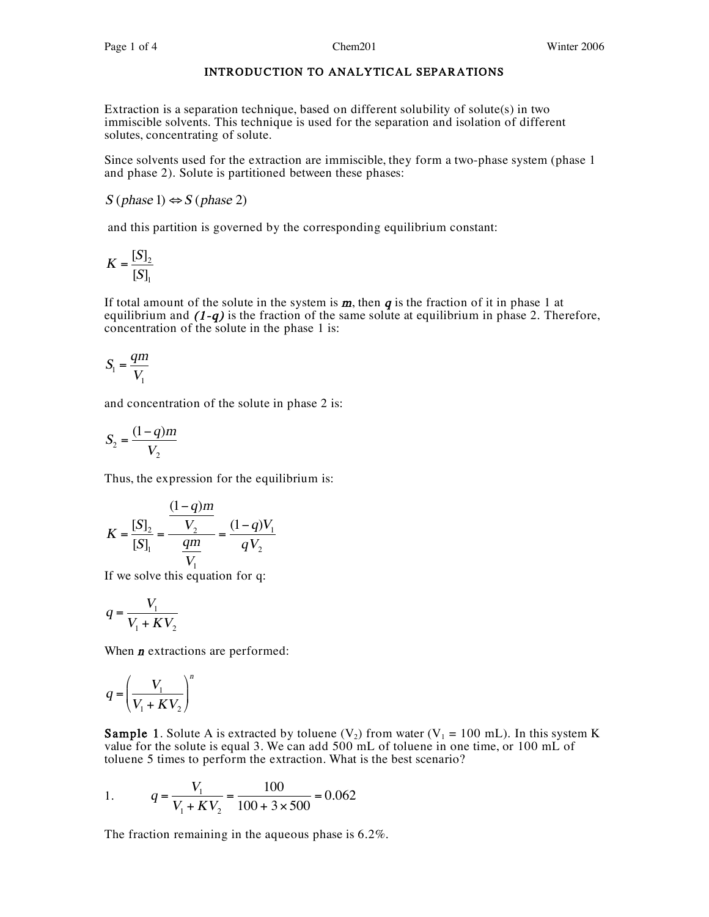# INTRODUCTION TO ANALYTICAL SEPARATIONS

Extraction is a separation technique, based on different solubility of solute(s) in two immiscible solvents. This technique is used for the separation and isolation of different solutes, concentrating of solute.

Since solvents used for the extraction are immiscible, they form a two-phase system (phase 1 and phase 2). Solute is partitioned between these phases:

$$S\,(phase\ 1) \Leftrightarrow S\,(phase\ 2)$$

and this partition is governed by the corresponding equilibrium constant:

$$K = \frac{[S]_2}{[S]_1}$$

If total amount of the solute in the system is ***m***, then ***q*** is the fraction of it in phase 1 at equilibrium and ***(1-q)*** is the fraction of the same solute at equilibrium in phase 2. Therefore, concentration of the solute in the phase 1 is:

$$S_1 = \frac{qm}{V_1}$$

and concentration of the solute in phase 2 is:

$$S_2 = \frac{(1-q)m}{V_2}$$

Thus, the expression for the equilibrium is:

$$K = \frac{[S]_2}{[S]_1} = \frac{\frac{(1-q)m}{V_2}}{\frac{qm}{V_1}} = \frac{(1-q)V_1}{qV_2}$$

If we solve this equation for q:

$$q = \frac{V_1}{V_1 + KV_2}$$

When ***n*** extractions are performed:

$$q = \left(\frac{V_1}{V_1 + KV_2}\right)^n$$

**Sample 1**. Solute A is extracted by toluene ($V_2$) from water ($V_1$ = 100 mL). In this system K value for the solute is equal 3. We can add 500 mL of toluene in one time, or 100 mL of toluene 5 times to perform the extraction. What is the best scenario?

1. $$q = \frac{V_1}{V_1 + KV_2} = \frac{100}{100 + 3 \times 500} = 0.062$$

The fraction remaining in the aqueous phase is 6.2%.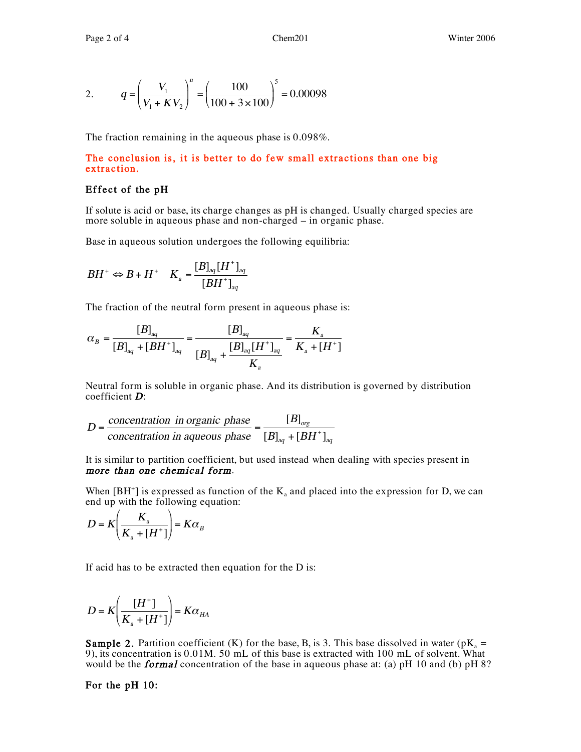2. $$q = \left(\frac{V_1}{V_1 + KV_2}\right)^n = \left(\frac{100}{100 + 3 \times 100}\right)^5 = 0.00098$$

The fraction remaining in the aqueous phase is 0.098%.

**The conclusion is, it is better to do few small extractions than one big extraction.**

**Effect of the pH**

If solute is acid or base, its charge changes as pH is changed. Usually charged species are more soluble in aqueous phase and non-charged – in organic phase.

Base in aqueous solution undergoes the following equilibria:

$$BH^+ \Leftrightarrow B + H^+ \quad K_a = \frac{[B]_{aq}[H^+]_{aq}}{[BH^+]_{aq}}$$

The fraction of the neutral form present in aqueous phase is:

$$\alpha_B = \frac{[B]_{aq}}{[B]_{aq} + [BH^+]_{aq}} = \frac{[B]_{aq}}{[B]_{aq} + \frac{[B]_{aq}[H^+]_{aq}}{K_a}} = \frac{K_a}{K_a + [H^+]}$$

Neutral form is soluble in organic phase. And its distribution is governed by distribution coefficient ***D***:

$$D = \frac{concentration\ \ in\ organic\ phase}{concentration\ in\ aqueous\ phase} = \frac{[B]_{org}}{[B]_{aq} + [BH^+]_{aq}}$$

It is similar to partition coefficient, but used instead when dealing with species present in ***more than one chemical form***.

When $[BH^+]$ is expressed as function of the $K_a$ and placed into the expression for D, we can end up with the following equation:

$$D = K\left(\frac{K_a}{K_a + [H^+]}\right) = K\alpha_B$$

If acid has to be extracted then equation for the D is:

$$D = K\left(\frac{[H^+]}{K_a + [H^+]}\right) = K\alpha_{HA}$$

**Sample 2.** Partition coefficient (K) for the base, B, is 3. This base dissolved in water ($pK_a$ = 9), its concentration is 0.01M. 50 mL of this base is extracted with 100 mL of solvent. What would be the ***formal*** concentration of the base in aqueous phase at: (a) pH 10 and (b) pH 8?

**For the pH 10:**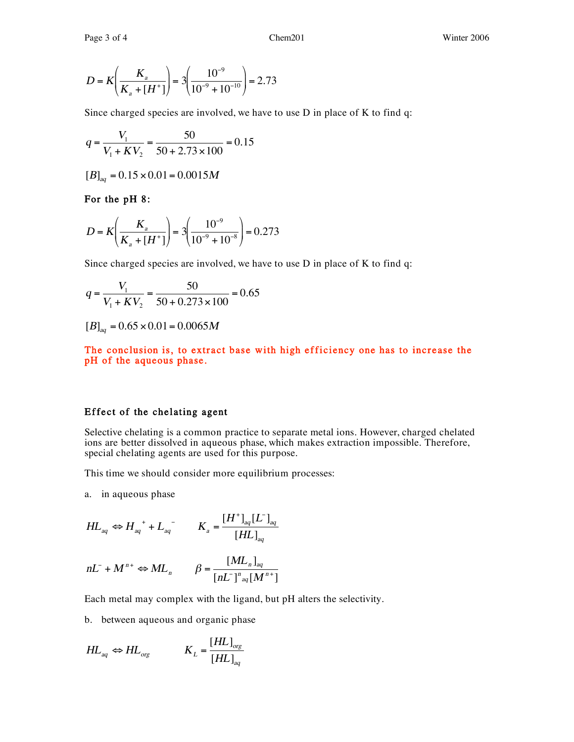$$D = K\left(\frac{K_a}{K_a + [H^+]}\right) = 3\left(\frac{10^{-9}}{10^{-9} + 10^{-10}}\right) = 2.73$$

Since charged species are involved, we have to use D in place of K to find q:

$$q = \frac{V_1}{V_1 + KV_2} = \frac{50}{50 + 2.73 \times 100} = 0.15$$

$$[B]_{aq} = 0.15 \times 0.01 = 0.0015M$$

**For the pH 8:**

$$D = K\left(\frac{K_a}{K_a + [H^+]}\right) = 3\left(\frac{10^{-9}}{10^{-9} + 10^{-8}}\right) = 0.273$$

Since charged species are involved, we have to use D in place of K to find q:

$$q = \frac{V_1}{V_1 + KV_2} = \frac{50}{50 + 0.273 \times 100} = 0.65$$

$$[B]_{aq} = 0.65 \times 0.01 = 0.0065M$$

**The conclusion is, to extract base with high efficiency one has to increase the pH of the aqueous phase.**

## Effect of the chelating agent

Selective chelating is a common practice to separate metal ions. However, charged chelated ions are better dissolved in aqueous phase, which makes extraction impossible. Therefore, special chelating agents are used for this purpose.

This time we should consider more equilibrium processes:

a. in aqueous phase

$$HL_{aq} \Leftrightarrow H_{aq}{}^{+} + L_{aq}{}^{-} \qquad K_a = \frac{[H^+]_{aq}[L^-]_{aq}}{[HL]_{aq}}$$

$$nL^- + M^{n+} \Leftrightarrow ML_n \qquad \beta = \frac{[ML_n]_{aq}}{[nL^-]^n{}_{aq}[M^{n+}]}$$

Each metal may complex with the ligand, but pH alters the selectivity.

b. between aqueous and organic phase

$$HL_{aq} \Leftrightarrow HL_{org} \qquad K_L = \frac{[HL]_{org}}{[HL]_{aq}}$$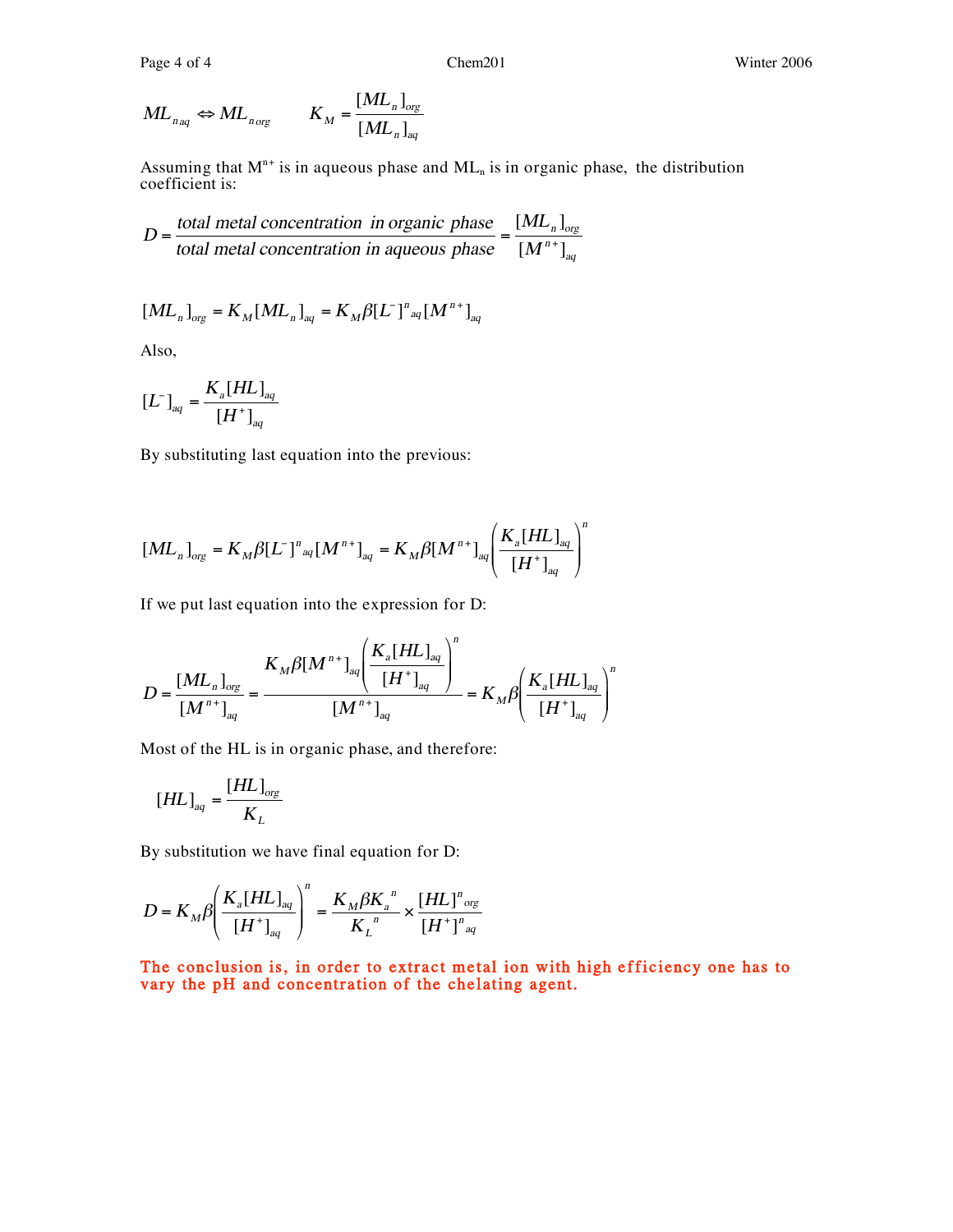$$ML_{n\,aq} \Leftrightarrow ML_{n\,org} \qquad K_M = \frac{[ML_n]_{org}}{[ML_n]_{aq}}$$

Assuming that $M^{n+}$ is in aqueous phase and $ML_n$ is in organic phase, the distribution coefficient is:

$$D = \frac{\text{total metal concentration in organic phase}}{\text{total metal concentration in aqueous phase}} = \frac{[ML_n]_{org}}{[M^{n+}]_{aq}}$$

$$[ML_n]_{org} = K_M [ML_n]_{aq} = K_M \beta [L^-]^n{}_{aq} [M^{n+}]_{aq}$$

Also,

$$[L^-]_{aq} = \frac{K_a [HL]_{aq}}{[H^+]_{aq}}$$

By substituting last equation into the previous:

$$[ML_n]_{org} = K_M \beta [L^-]^n{}_{aq} [M^{n+}]_{aq} = K_M \beta [M^{n+}]_{aq} \left( \frac{K_a [HL]_{aq}}{[H^+]_{aq}} \right)^n$$

If we put last equation into the expression for D:

$$D = \frac{[ML_n]_{org}}{[M^{n+}]_{aq}} = \frac{K_M \beta [M^{n+}]_{aq} \left( \frac{K_a [HL]_{aq}}{[H^+]_{aq}} \right)^n}{[M^{n+}]_{aq}} = K_M \beta \left( \frac{K_a [HL]_{aq}}{[H^+]_{aq}} \right)^n$$

Most of the HL is in organic phase, and therefore:

$$[HL]_{aq} = \frac{[HL]_{org}}{K_L}$$

By substitution we have final equation for D:

$$D = K_M \beta \left( \frac{K_a [HL]_{aq}}{[H^+]_{aq}} \right)^n = \frac{K_M \beta K_a{}^n}{K_L{}^n} \times \frac{[HL]^n{}_{org}}{[H^+]^n{}_{aq}}$$

**The conclusion is, in order to extract metal ion with high efficiency one has to vary the pH and concentration of the chelating agent.**